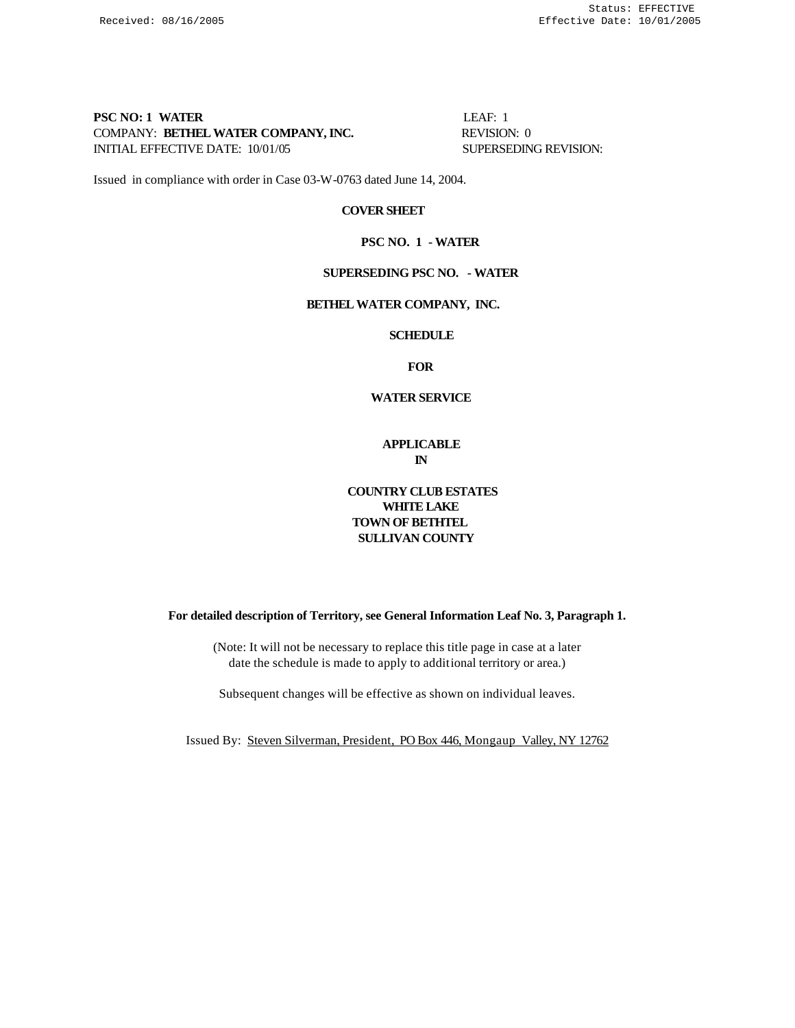Received: 08/16/2005

Status: EFFECTIVE
Effective Date: 10/01/2005

**PSC NO: 1 WATER** LEAF: 1
COMPANY: **BETHEL WATER COMPANY, INC.** REVISION: 0
INITIAL EFFECTIVE DATE: 10/01/05 SUPERSEDING REVISION:

Issued in compliance with order in Case 03-W-0763 dated June 14, 2004.

**COVER SHEET**

**PSC NO. 1 - WATER**

**SUPERSEDING PSC NO. - WATER**

**BETHEL WATER COMPANY, INC.**

**SCHEDULE**

**FOR**

**WATER SERVICE**

**APPLICABLE**
**IN**

**COUNTRY CLUB ESTATES**
**WHITE LAKE**
**TOWN OF BETHTEL**
**SULLIVAN COUNTY**

**For detailed description of Territory, see General Information Leaf No. 3, Paragraph 1.**

(Note: It will not be necessary to replace this title page in case at a later date the schedule is made to apply to additional territory or area.)

Subsequent changes will be effective as shown on individual leaves.

Issued By: Steven Silverman, President, PO Box 446, Mongaup Valley, NY 12762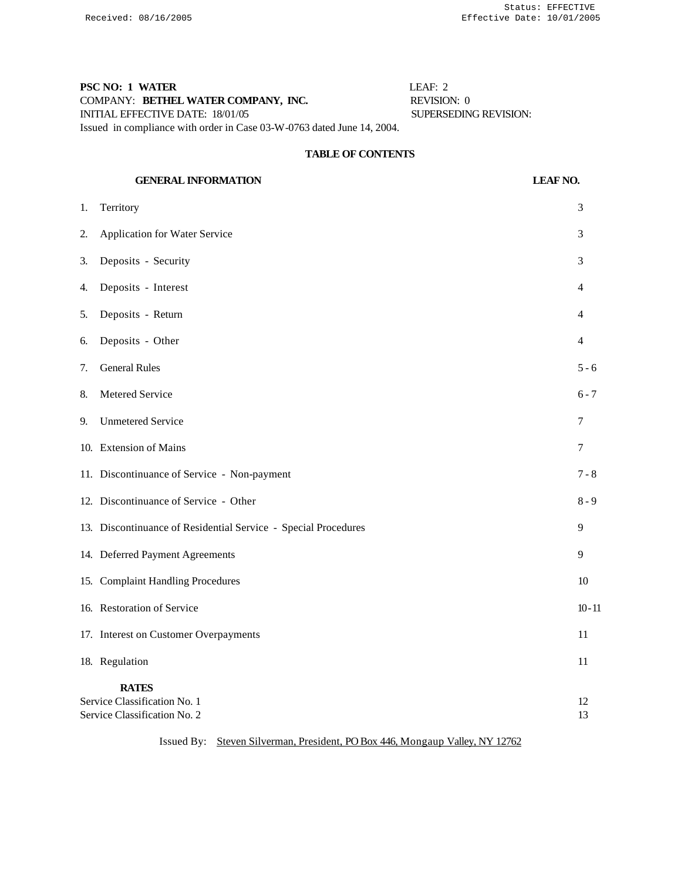**PSC NO: 1 WATER** LEAF: 2
COMPANY: **BETHEL WATER COMPANY, INC.** REVISION: 0
INITIAL EFFECTIVE DATE: 18/01/05 SUPERSEDING REVISION:
Issued in compliance with order in Case 03-W-0763 dated June 14, 2004.

## TABLE OF CONTENTS

| GENERAL INFORMATION | LEAF NO. |
|---|---|
| 1. Territory | 3 |
| 2. Application for Water Service | 3 |
| 3. Deposits - Security | 3 |
| 4. Deposits - Interest | 4 |
| 5. Deposits - Return | 4 |
| 6. Deposits - Other | 4 |
| 7. General Rules | 5 - 6 |
| 8. Metered Service | 6 - 7 |
| 9. Unmetered Service | 7 |
| 10. Extension of Mains | 7 |
| 11. Discontinuance of Service - Non-payment | 7 - 8 |
| 12. Discontinuance of Service - Other | 8 - 9 |
| 13. Discontinuance of Residential Service - Special Procedures | 9 |
| 14. Deferred Payment Agreements | 9 |
| 15. Complaint Handling Procedures | 10 |
| 16. Restoration of Service | 10 - 11 |
| 17. Interest on Customer Overpayments | 11 |
| 18. Regulation | 11 |
| **RATES** | |
| Service Classification No. 1 | 12 |
| Service Classification No. 2 | 13 |

Issued By: Steven Silverman, President, PO Box 446, Mongaup Valley, NY 12762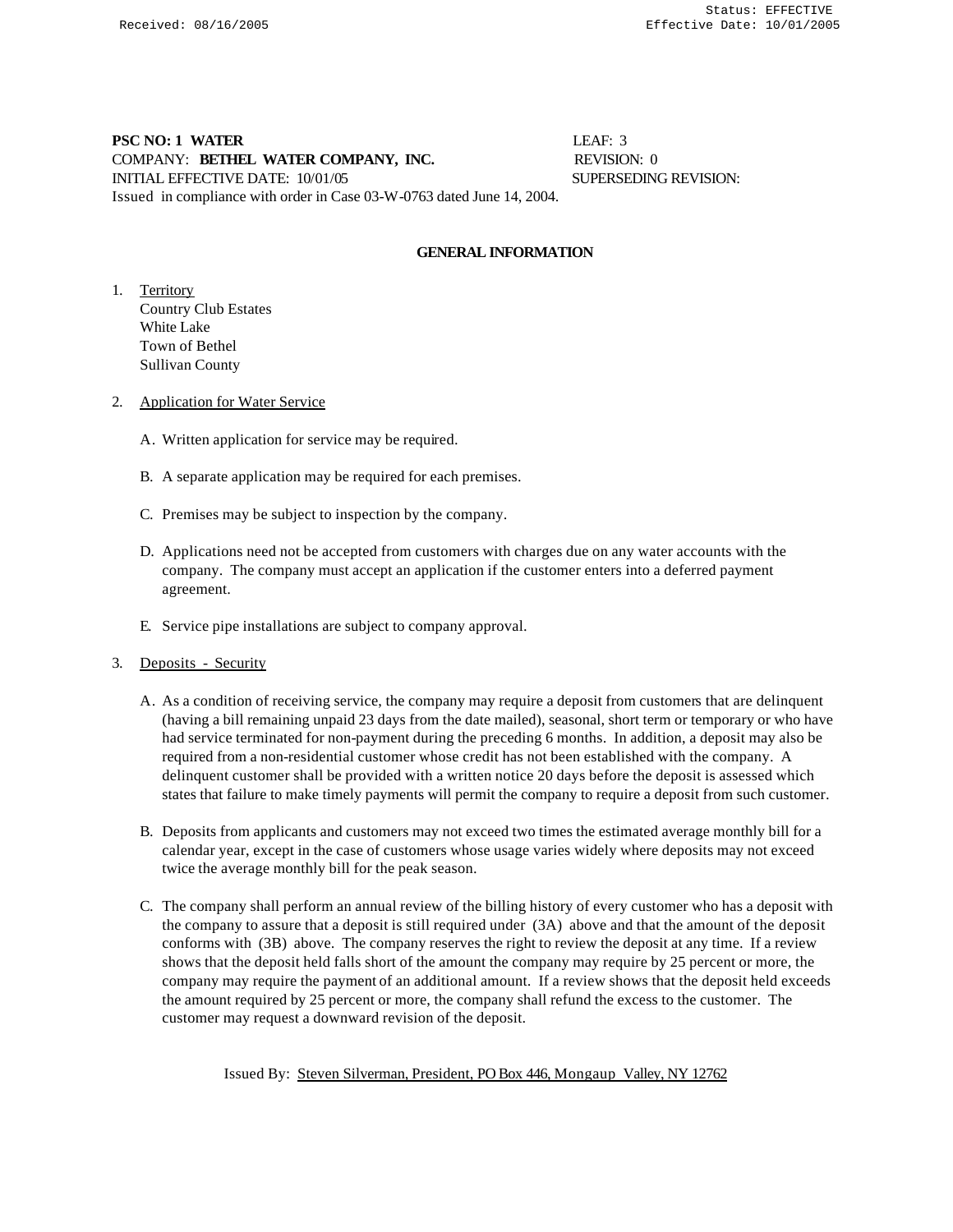**PSC NO: 1 WATER** LEAF: 3
COMPANY: **BETHEL WATER COMPANY, INC.** REVISION: 0
INITIAL EFFECTIVE DATE: 10/01/05 SUPERSEDING REVISION:
Issued in compliance with order in Case 03-W-0763 dated June 14, 2004.

## GENERAL INFORMATION

1. Territory
   Country Club Estates
   White Lake
   Town of Bethel
   Sullivan County

2. Application for Water Service

   A. Written application for service may be required.

   B. A separate application may be required for each premises.

   C. Premises may be subject to inspection by the company.

   D. Applications need not be accepted from customers with charges due on any water accounts with the company. The company must accept an application if the customer enters into a deferred payment agreement.

   E. Service pipe installations are subject to company approval.

3. Deposits - Security

   A. As a condition of receiving service, the company may require a deposit from customers that are delinquent (having a bill remaining unpaid 23 days from the date mailed), seasonal, short term or temporary or who have had service terminated for non-payment during the preceding 6 months. In addition, a deposit may also be required from a non-residential customer whose credit has not been established with the company. A delinquent customer shall be provided with a written notice 20 days before the deposit is assessed which states that failure to make timely payments will permit the company to require a deposit from such customer.

   B. Deposits from applicants and customers may not exceed two times the estimated average monthly bill for a calendar year, except in the case of customers whose usage varies widely where deposits may not exceed twice the average monthly bill for the peak season.

   C. The company shall perform an annual review of the billing history of every customer who has a deposit with the company to assure that a deposit is still required under (3A) above and that the amount of the deposit conforms with (3B) above. The company reserves the right to review the deposit at any time. If a review shows that the deposit held falls short of the amount the company may require by 25 percent or more, the company may require the payment of an additional amount. If a review shows that the deposit held exceeds the amount required by 25 percent or more, the company shall refund the excess to the customer. The customer may request a downward revision of the deposit.

Issued By: Steven Silverman, President, PO Box 446, Mongaup Valley, NY 12762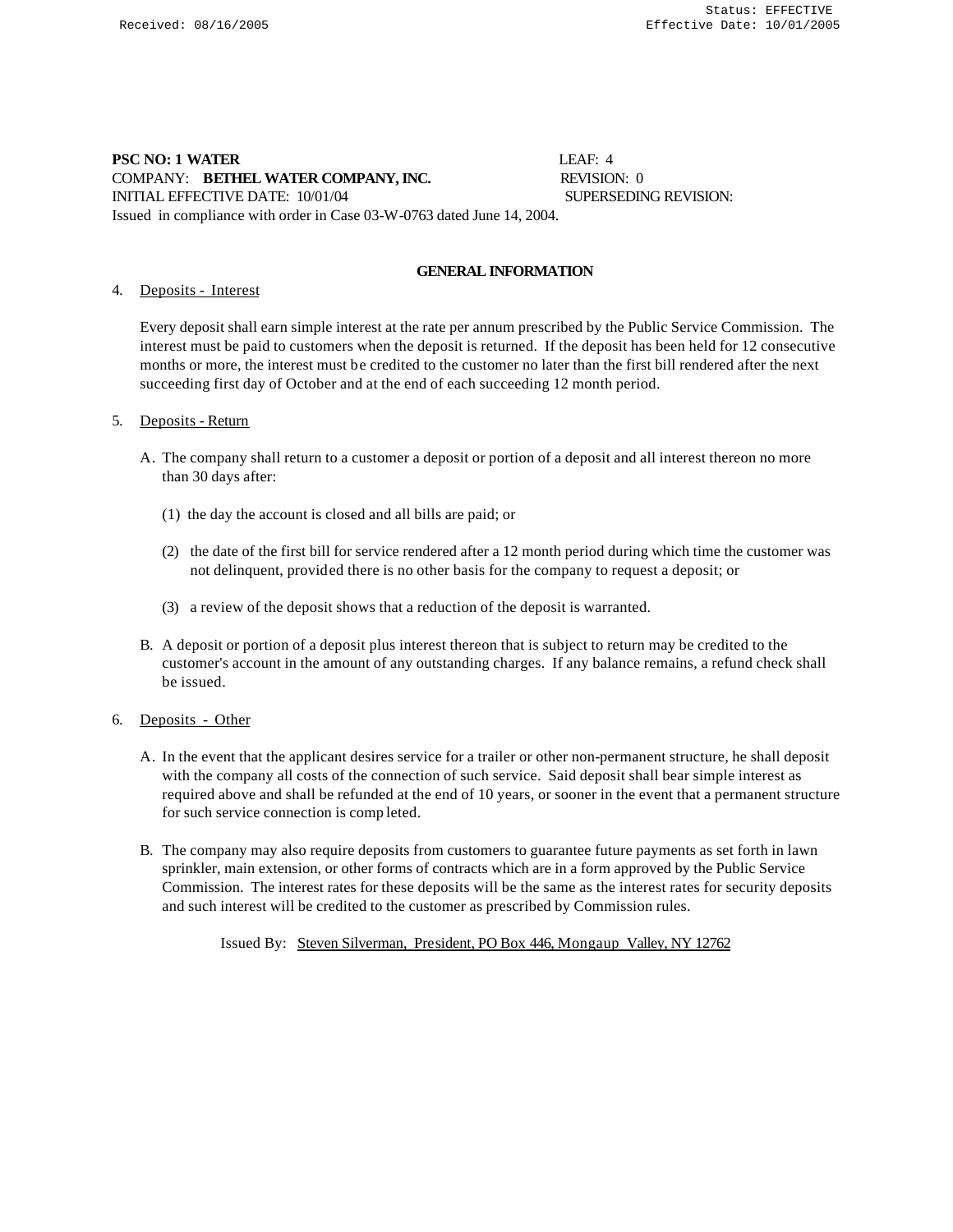**PSC NO: 1 WATER** LEAF: 4
COMPANY: **BETHEL WATER COMPANY, INC.** REVISION: 0
INITIAL EFFECTIVE DATE: 10/01/04 SUPERSEDING REVISION:
Issued in compliance with order in Case 03-W-0763 dated June 14, 2004.

## GENERAL INFORMATION

4. Deposits - Interest

   Every deposit shall earn simple interest at the rate per annum prescribed by the Public Service Commission. The interest must be paid to customers when the deposit is returned. If the deposit has been held for 12 consecutive months or more, the interest must be credited to the customer no later than the first bill rendered after the next succeeding first day of October and at the end of each succeeding 12 month period.

5. Deposits - Return

   A. The company shall return to a customer a deposit or portion of a deposit and all interest thereon no more than 30 days after:

      (1) the day the account is closed and all bills are paid; or

      (2) the date of the first bill for service rendered after a 12 month period during which time the customer was not delinquent, provided there is no other basis for the company to request a deposit; or

      (3) a review of the deposit shows that a reduction of the deposit is warranted.

   B. A deposit or portion of a deposit plus interest thereon that is subject to return may be credited to the customer's account in the amount of any outstanding charges. If any balance remains, a refund check shall be issued.

6. Deposits - Other

   A. In the event that the applicant desires service for a trailer or other non-permanent structure, he shall deposit with the company all costs of the connection of such service. Said deposit shall bear simple interest as required above and shall be refunded at the end of 10 years, or sooner in the event that a permanent structure for such service connection is completed.

   B. The company may also require deposits from customers to guarantee future payments as set forth in lawn sprinkler, main extension, or other forms of contracts which are in a form approved by the Public Service Commission. The interest rates for these deposits will be the same as the interest rates for security deposits and such interest will be credited to the customer as prescribed by Commission rules.

Issued By: Steven Silverman, President, PO Box 446, Mongaup Valley, NY 12762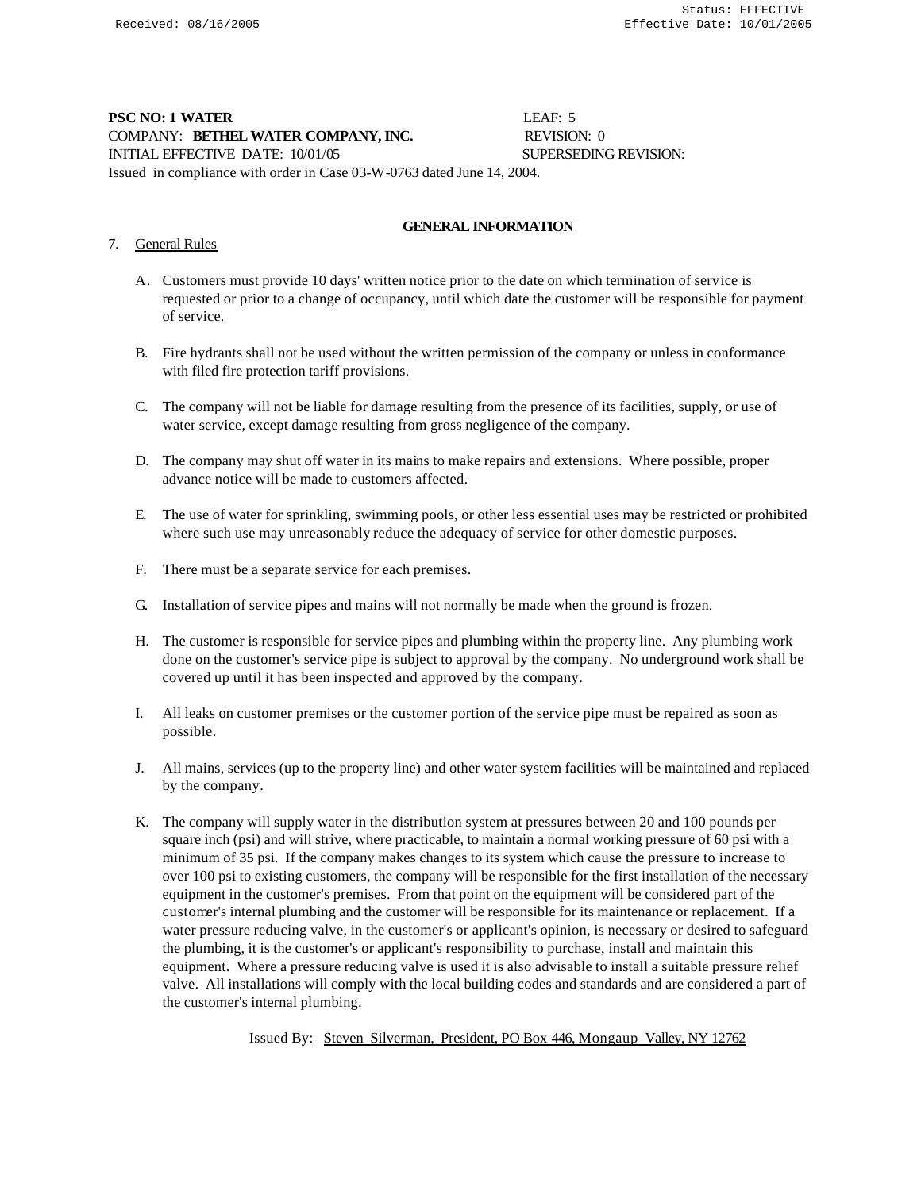**PSC NO: 1 WATER** LEAF: 5
COMPANY: **BETHEL WATER COMPANY, INC.** REVISION: 0
INITIAL EFFECTIVE DATE: 10/01/05 SUPERSEDING REVISION:
Issued in compliance with order in Case 03-W-0763 dated June 14, 2004.

## GENERAL INFORMATION

7. General Rules

   A. Customers must provide 10 days' written notice prior to the date on which termination of service is requested or prior to a change of occupancy, until which date the customer will be responsible for payment of service.

   B. Fire hydrants shall not be used without the written permission of the company or unless in conformance with filed fire protection tariff provisions.

   C. The company will not be liable for damage resulting from the presence of its facilities, supply, or use of water service, except damage resulting from gross negligence of the company.

   D. The company may shut off water in its mains to make repairs and extensions. Where possible, proper advance notice will be made to customers affected.

   E. The use of water for sprinkling, swimming pools, or other less essential uses may be restricted or prohibited where such use may unreasonably reduce the adequacy of service for other domestic purposes.

   F. There must be a separate service for each premises.

   G. Installation of service pipes and mains will not normally be made when the ground is frozen.

   H. The customer is responsible for service pipes and plumbing within the property line. Any plumbing work done on the customer's service pipe is subject to approval by the company. No underground work shall be covered up until it has been inspected and approved by the company.

   I. All leaks on customer premises or the customer portion of the service pipe must be repaired as soon as possible.

   J. All mains, services (up to the property line) and other water system facilities will be maintained and replaced by the company.

   K. The company will supply water in the distribution system at pressures between 20 and 100 pounds per square inch (psi) and will strive, where practicable, to maintain a normal working pressure of 60 psi with a minimum of 35 psi. If the company makes changes to its system which cause the pressure to increase to over 100 psi to existing customers, the company will be responsible for the first installation of the necessary equipment in the customer's premises. From that point on the equipment will be considered part of the customer's internal plumbing and the customer will be responsible for its maintenance or replacement. If a water pressure reducing valve, in the customer's or applicant's opinion, is necessary or desired to safeguard the plumbing, it is the customer's or applicant's responsibility to purchase, install and maintain this equipment. Where a pressure reducing valve is used it is also advisable to install a suitable pressure relief valve. All installations will comply with the local building codes and standards and are considered a part of the customer's internal plumbing.

Issued By: Steven Silverman, President, PO Box 446, Mongaup Valley, NY 12762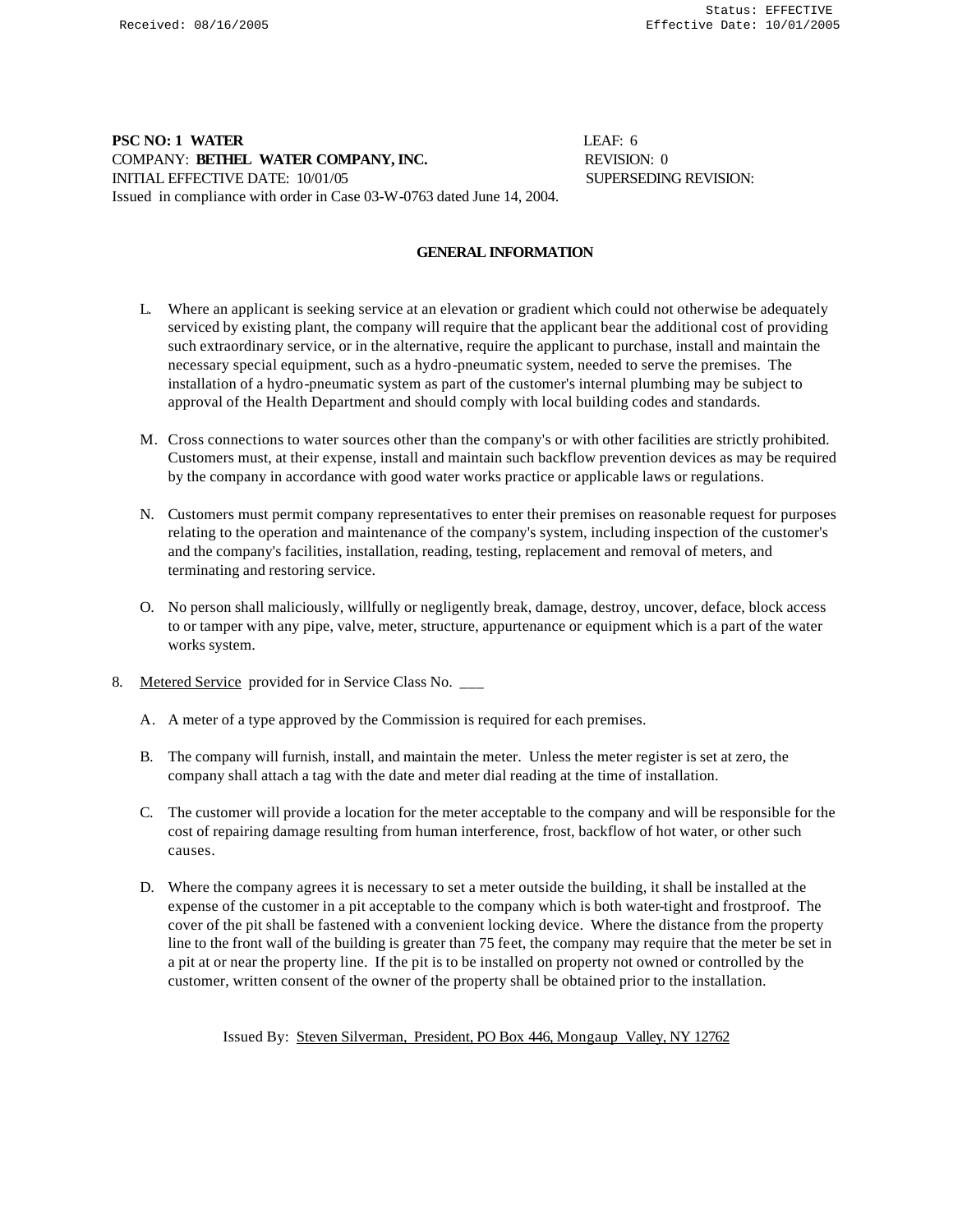**PSC NO: 1 WATER** LEAF: 6
COMPANY: **BETHEL WATER COMPANY, INC.** REVISION: 0
INITIAL EFFECTIVE DATE: 10/01/05 SUPERSEDING REVISION:
Issued in compliance with order in Case 03-W-0763 dated June 14, 2004.

## GENERAL INFORMATION

L. Where an applicant is seeking service at an elevation or gradient which could not otherwise be adequately serviced by existing plant, the company will require that the applicant bear the additional cost of providing such extraordinary service, or in the alternative, require the applicant to purchase, install and maintain the necessary special equipment, such as a hydro-pneumatic system, needed to serve the premises. The installation of a hydro-pneumatic system as part of the customer's internal plumbing may be subject to approval of the Health Department and should comply with local building codes and standards.

M. Cross connections to water sources other than the company's or with other facilities are strictly prohibited. Customers must, at their expense, install and maintain such backflow prevention devices as may be required by the company in accordance with good water works practice or applicable laws or regulations.

N. Customers must permit company representatives to enter their premises on reasonable request for purposes relating to the operation and maintenance of the company's system, including inspection of the customer's and the company's facilities, installation, reading, testing, replacement and removal of meters, and terminating and restoring service.

O. No person shall maliciously, willfully or negligently break, damage, destroy, uncover, deface, block access to or tamper with any pipe, valve, meter, structure, appurtenance or equipment which is a part of the water works system.

8. Metered Service provided for in Service Class No. ___

A. A meter of a type approved by the Commission is required for each premises.

B. The company will furnish, install, and maintain the meter. Unless the meter register is set at zero, the company shall attach a tag with the date and meter dial reading at the time of installation.

C. The customer will provide a location for the meter acceptable to the company and will be responsible for the cost of repairing damage resulting from human interference, frost, backflow of hot water, or other such causes.

D. Where the company agrees it is necessary to set a meter outside the building, it shall be installed at the expense of the customer in a pit acceptable to the company which is both water-tight and frostproof. The cover of the pit shall be fastened with a convenient locking device. Where the distance from the property line to the front wall of the building is greater than 75 feet, the company may require that the meter be set in a pit at or near the property line. If the pit is to be installed on property not owned or controlled by the customer, written consent of the owner of the property shall be obtained prior to the installation.

Issued By: Steven Silverman, President, PO Box 446, Mongaup Valley, NY 12762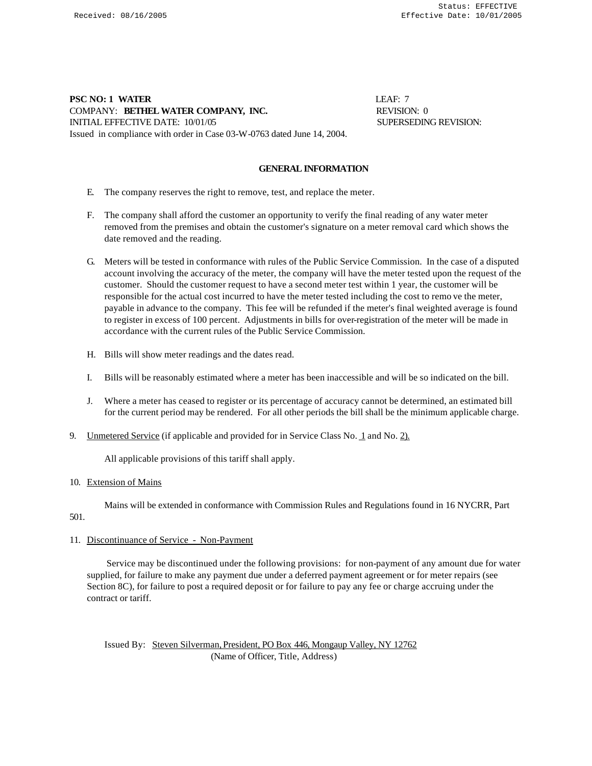**PSC NO: 1 WATER** LEAF: 7
COMPANY: **BETHEL WATER COMPANY, INC.** REVISION: 0
INITIAL EFFECTIVE DATE: 10/01/05 SUPERSEDING REVISION:
Issued in compliance with order in Case 03-W-0763 dated June 14, 2004.

## GENERAL INFORMATION

E. The company reserves the right to remove, test, and replace the meter.

F. The company shall afford the customer an opportunity to verify the final reading of any water meter removed from the premises and obtain the customer's signature on a meter removal card which shows the date removed and the reading.

G. Meters will be tested in conformance with rules of the Public Service Commission. In the case of a disputed account involving the accuracy of the meter, the company will have the meter tested upon the request of the customer. Should the customer request to have a second meter test within 1 year, the customer will be responsible for the actual cost incurred to have the meter tested including the cost to remove the meter, payable in advance to the company. This fee will be refunded if the meter's final weighted average is found to register in excess of 100 percent. Adjustments in bills for over-registration of the meter will be made in accordance with the current rules of the Public Service Commission.

H. Bills will show meter readings and the dates read.

I. Bills will be reasonably estimated where a meter has been inaccessible and will be so indicated on the bill.

J. Where a meter has ceased to register or its percentage of accuracy cannot be determined, an estimated bill for the current period may be rendered. For all other periods the bill shall be the minimum applicable charge.

9. Unmetered Service (if applicable and provided for in Service Class No. 1 and No. 2).

All applicable provisions of this tariff shall apply.

10. Extension of Mains

Mains will be extended in conformance with Commission Rules and Regulations found in 16 NYCRR, Part 501.

11. Discontinuance of Service - Non-Payment

Service may be discontinued under the following provisions: for non-payment of any amount due for water supplied, for failure to make any payment due under a deferred payment agreement or for meter repairs (see Section 8C), for failure to post a required deposit or for failure to pay any fee or charge accruing under the contract or tariff.

Issued By: Steven Silverman, President, PO Box 446, Mongaup Valley, NY 12762
(Name of Officer, Title, Address)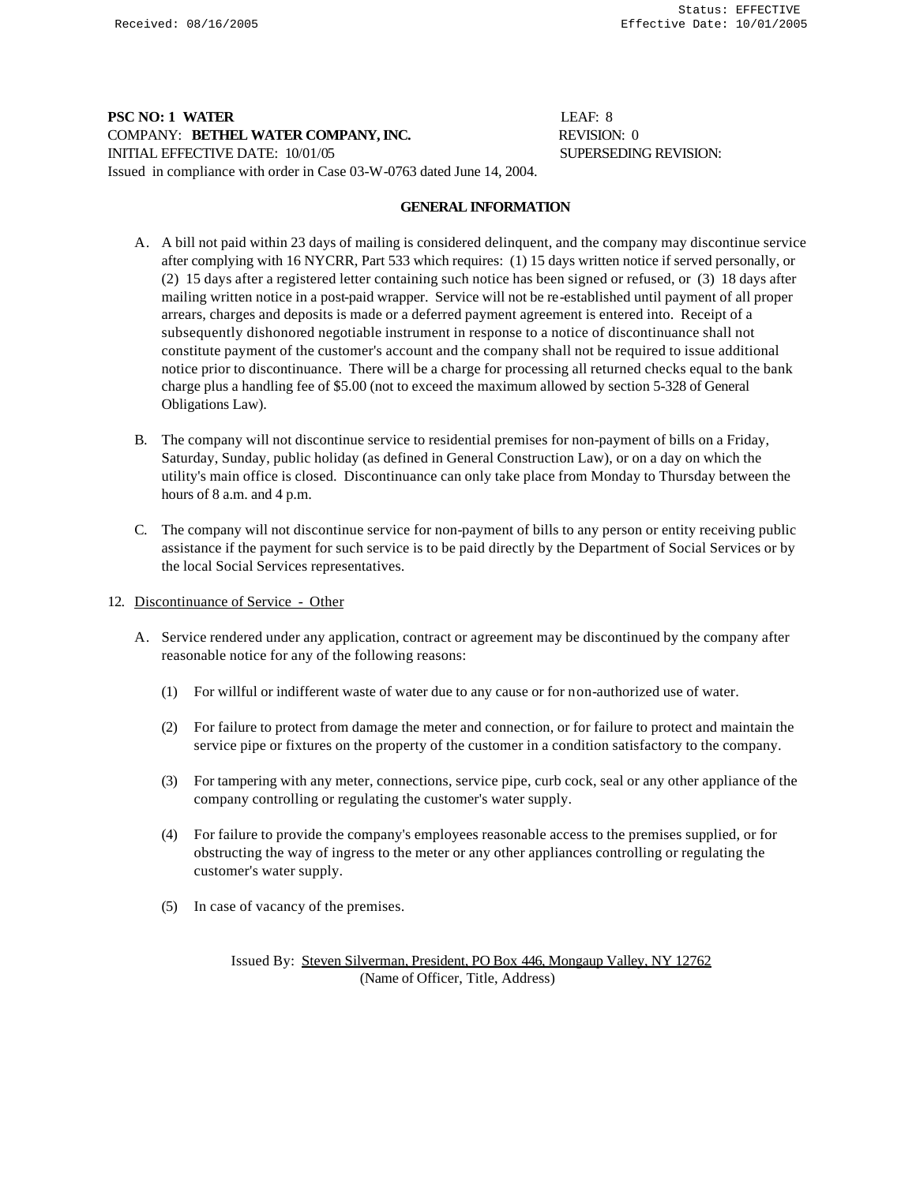**PSC NO: 1 WATER** LEAF: 8
COMPANY: **BETHEL WATER COMPANY, INC.** REVISION: 0
INITIAL EFFECTIVE DATE: 10/01/05 SUPERSEDING REVISION:
Issued in compliance with order in Case 03-W-0763 dated June 14, 2004.

## GENERAL INFORMATION

A. A bill not paid within 23 days of mailing is considered delinquent, and the company may discontinue service after complying with 16 NYCRR, Part 533 which requires: (1) 15 days written notice if served personally, or (2) 15 days after a registered letter containing such notice has been signed or refused, or (3) 18 days after mailing written notice in a post-paid wrapper. Service will not be re-established until payment of all proper arrears, charges and deposits is made or a deferred payment agreement is entered into. Receipt of a subsequently dishonored negotiable instrument in response to a notice of discontinuance shall not constitute payment of the customer's account and the company shall not be required to issue additional notice prior to discontinuance. There will be a charge for processing all returned checks equal to the bank charge plus a handling fee of $5.00 (not to exceed the maximum allowed by section 5-328 of General Obligations Law).

B. The company will not discontinue service to residential premises for non-payment of bills on a Friday, Saturday, Sunday, public holiday (as defined in General Construction Law), or on a day on which the utility's main office is closed. Discontinuance can only take place from Monday to Thursday between the hours of 8 a.m. and 4 p.m.

C. The company will not discontinue service for non-payment of bills to any person or entity receiving public assistance if the payment for such service is to be paid directly by the Department of Social Services or by the local Social Services representatives.

12. Discontinuance of Service - Other

A. Service rendered under any application, contract or agreement may be discontinued by the company after reasonable notice for any of the following reasons:

(1) For willful or indifferent waste of water due to any cause or for non-authorized use of water.

(2) For failure to protect from damage the meter and connection, or for failure to protect and maintain the service pipe or fixtures on the property of the customer in a condition satisfactory to the company.

(3) For tampering with any meter, connections, service pipe, curb cock, seal or any other appliance of the company controlling or regulating the customer's water supply.

(4) For failure to provide the company's employees reasonable access to the premises supplied, or for obstructing the way of ingress to the meter or any other appliances controlling or regulating the customer's water supply.

(5) In case of vacancy of the premises.

Issued By: Steven Silverman, President, PO Box 446, Mongaup Valley, NY 12762
(Name of Officer, Title, Address)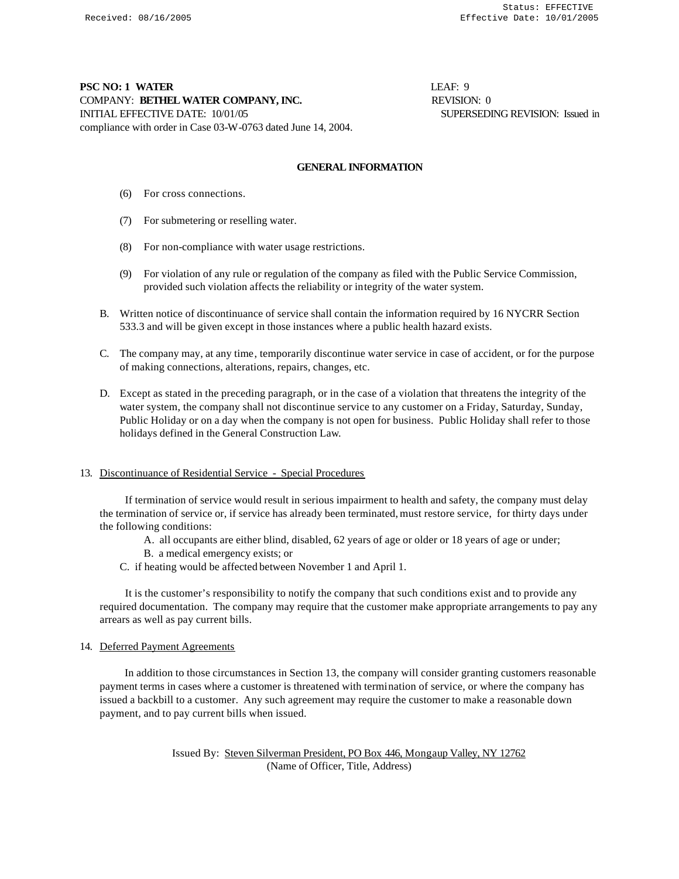PSC NO: 1 WATER LEAF: 9
COMPANY: **BETHEL WATER COMPANY, INC.** REVISION: 0
INITIAL EFFECTIVE DATE: 10/01/05 SUPERSEDING REVISION: Issued in compliance with order in Case 03-W-0763 dated June 14, 2004.

## GENERAL INFORMATION

(6) For cross connections.

(7) For submetering or reselling water.

(8) For non-compliance with water usage restrictions.

(9) For violation of any rule or regulation of the company as filed with the Public Service Commission, provided such violation affects the reliability or integrity of the water system.

B. Written notice of discontinuance of service shall contain the information required by 16 NYCRR Section 533.3 and will be given except in those instances where a public health hazard exists.

C. The company may, at any time, temporarily discontinue water service in case of accident, or for the purpose of making connections, alterations, repairs, changes, etc.

D. Except as stated in the preceding paragraph, or in the case of a violation that threatens the integrity of the water system, the company shall not discontinue service to any customer on a Friday, Saturday, Sunday, Public Holiday or on a day when the company is not open for business. Public Holiday shall refer to those holidays defined in the General Construction Law.

13. Discontinuance of Residential Service - Special Procedures

If termination of service would result in serious impairment to health and safety, the company must delay the termination of service or, if service has already been terminated, must restore service, for thirty days under the following conditions:

A. all occupants are either blind, disabled, 62 years of age or older or 18 years of age or under;
B. a medical emergency exists; or
C. if heating would be affected between November 1 and April 1.

It is the customer's responsibility to notify the company that such conditions exist and to provide any required documentation. The company may require that the customer make appropriate arrangements to pay any arrears as well as pay current bills.

14. Deferred Payment Agreements

In addition to those circumstances in Section 13, the company will consider granting customers reasonable payment terms in cases where a customer is threatened with termination of service, or where the company has issued a backbill to a customer. Any such agreement may require the customer to make a reasonable down payment, and to pay current bills when issued.

Issued By: Steven Silverman President, PO Box 446, Mongaup Valley, NY 12762
(Name of Officer, Title, Address)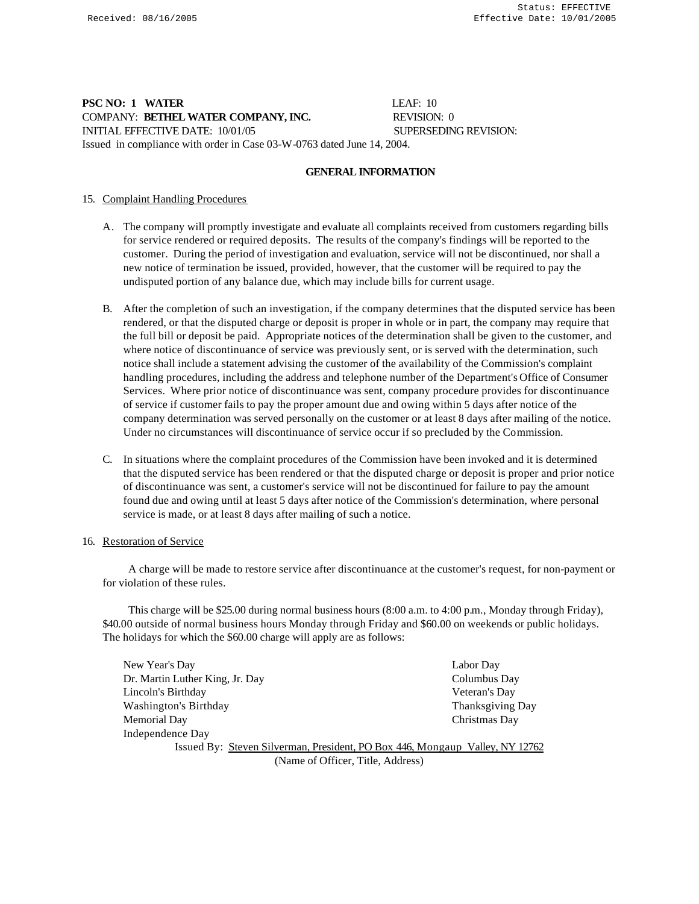**PSC NO: 1 WATER** LEAF: 10
COMPANY: **BETHEL WATER COMPANY, INC.** REVISION: 0
INITIAL EFFECTIVE DATE: 10/01/05 SUPERSEDING REVISION:
Issued in compliance with order in Case 03-W-0763 dated June 14, 2004.

## GENERAL INFORMATION

15. Complaint Handling Procedures

A. The company will promptly investigate and evaluate all complaints received from customers regarding bills for service rendered or required deposits. The results of the company's findings will be reported to the customer. During the period of investigation and evaluation, service will not be discontinued, nor shall a new notice of termination be issued, provided, however, that the customer will be required to pay the undisputed portion of any balance due, which may include bills for current usage.

B. After the completion of such an investigation, if the company determines that the disputed service has been rendered, or that the disputed charge or deposit is proper in whole or in part, the company may require that the full bill or deposit be paid. Appropriate notices of the determination shall be given to the customer, and where notice of discontinuance of service was previously sent, or is served with the determination, such notice shall include a statement advising the customer of the availability of the Commission's complaint handling procedures, including the address and telephone number of the Department's Office of Consumer Services. Where prior notice of discontinuance was sent, company procedure provides for discontinuance of service if customer fails to pay the proper amount due and owing within 5 days after notice of the company determination was served personally on the customer or at least 8 days after mailing of the notice. Under no circumstances will discontinuance of service occur if so precluded by the Commission.

C. In situations where the complaint procedures of the Commission have been invoked and it is determined that the disputed service has been rendered or that the disputed charge or deposit is proper and prior notice of discontinuance was sent, a customer's service will not be discontinued for failure to pay the amount found due and owing until at least 5 days after notice of the Commission's determination, where personal service is made, or at least 8 days after mailing of such a notice.

16. Restoration of Service

A charge will be made to restore service after discontinuance at the customer's request, for non-payment or for violation of these rules.

This charge will be $25.00 during normal business hours (8:00 a.m. to 4:00 p.m., Monday through Friday), $40.00 outside of normal business hours Monday through Friday and $60.00 on weekends or public holidays. The holidays for which the $60.00 charge will apply are as follows:

- New Year's Day
- Dr. Martin Luther King, Jr. Day
- Lincoln's Birthday
- Washington's Birthday
- Memorial Day
- Independence Day
- Labor Day
- Columbus Day
- Veteran's Day
- Thanksgiving Day
- Christmas Day

Issued By: Steven Silverman, President, PO Box 446, Mongaup Valley, NY 12762
(Name of Officer, Title, Address)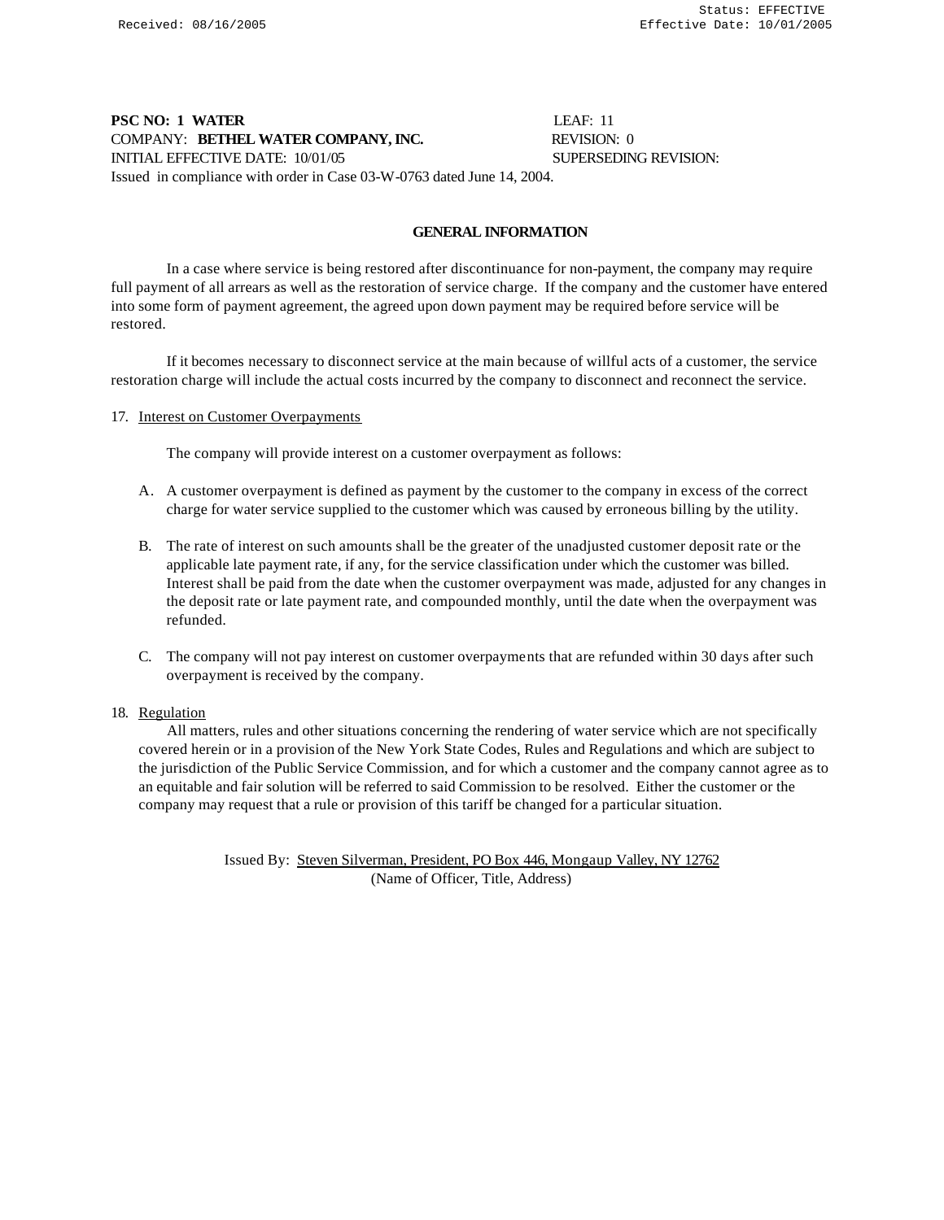**PSC NO: 1 WATER** LEAF: 11
COMPANY: **BETHEL WATER COMPANY, INC.** REVISION: 0
INITIAL EFFECTIVE DATE: 10/01/05 SUPERSEDING REVISION:
Issued in compliance with order in Case 03-W-0763 dated June 14, 2004.

## GENERAL INFORMATION

In a case where service is being restored after discontinuance for non-payment, the company may require full payment of all arrears as well as the restoration of service charge. If the company and the customer have entered into some form of payment agreement, the agreed upon down payment may be required before service will be restored.

If it becomes necessary to disconnect service at the main because of willful acts of a customer, the service restoration charge will include the actual costs incurred by the company to disconnect and reconnect the service.

17. Interest on Customer Overpayments

The company will provide interest on a customer overpayment as follows:

A. A customer overpayment is defined as payment by the customer to the company in excess of the correct charge for water service supplied to the customer which was caused by erroneous billing by the utility.

B. The rate of interest on such amounts shall be the greater of the unadjusted customer deposit rate or the applicable late payment rate, if any, for the service classification under which the customer was billed. Interest shall be paid from the date when the customer overpayment was made, adjusted for any changes in the deposit rate or late payment rate, and compounded monthly, until the date when the overpayment was refunded.

C. The company will not pay interest on customer overpayments that are refunded within 30 days after such overpayment is received by the company.

18. Regulation

All matters, rules and other situations concerning the rendering of water service which are not specifically covered herein or in a provision of the New York State Codes, Rules and Regulations and which are subject to the jurisdiction of the Public Service Commission, and for which a customer and the company cannot agree as to an equitable and fair solution will be referred to said Commission to be resolved. Either the customer or the company may request that a rule or provision of this tariff be changed for a particular situation.

Issued By: Steven Silverman, President, PO Box 446, Mongaup Valley, NY 12762
(Name of Officer, Title, Address)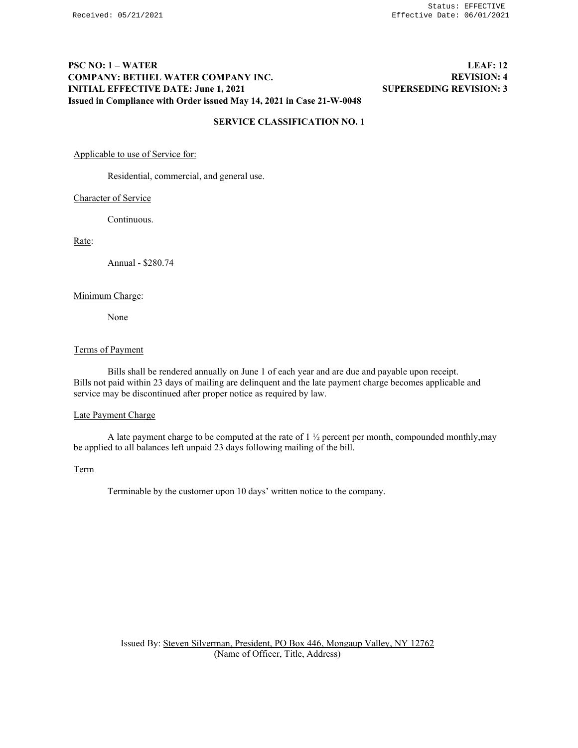**PSC NO: 1 – WATER** **LEAF: 12**
**COMPANY: BETHEL WATER COMPANY INC.** **REVISION: 4**
**INITIAL EFFECTIVE DATE: June 1, 2021** **SUPERSEDING REVISION: 3**
**Issued in Compliance with Order issued May 14, 2021 in Case 21-W-0048**

## SERVICE CLASSIFICATION NO. 1

Applicable to use of Service for:

Residential, commercial, and general use.

Character of Service

Continuous.

Rate:

Annual - $280.74

Minimum Charge:

None

Terms of Payment

Bills shall be rendered annually on June 1 of each year and are due and payable upon receipt. Bills not paid within 23 days of mailing are delinquent and the late payment charge becomes applicable and service may be discontinued after proper notice as required by law.

Late Payment Charge

A late payment charge to be computed at the rate of 1 ½ percent per month, compounded monthly,may be applied to all balances left unpaid 23 days following mailing of the bill.

Term

Terminable by the customer upon 10 days' written notice to the company.

Issued By: Steven Silverman, President, PO Box 446, Mongaup Valley, NY 12762
(Name of Officer, Title, Address)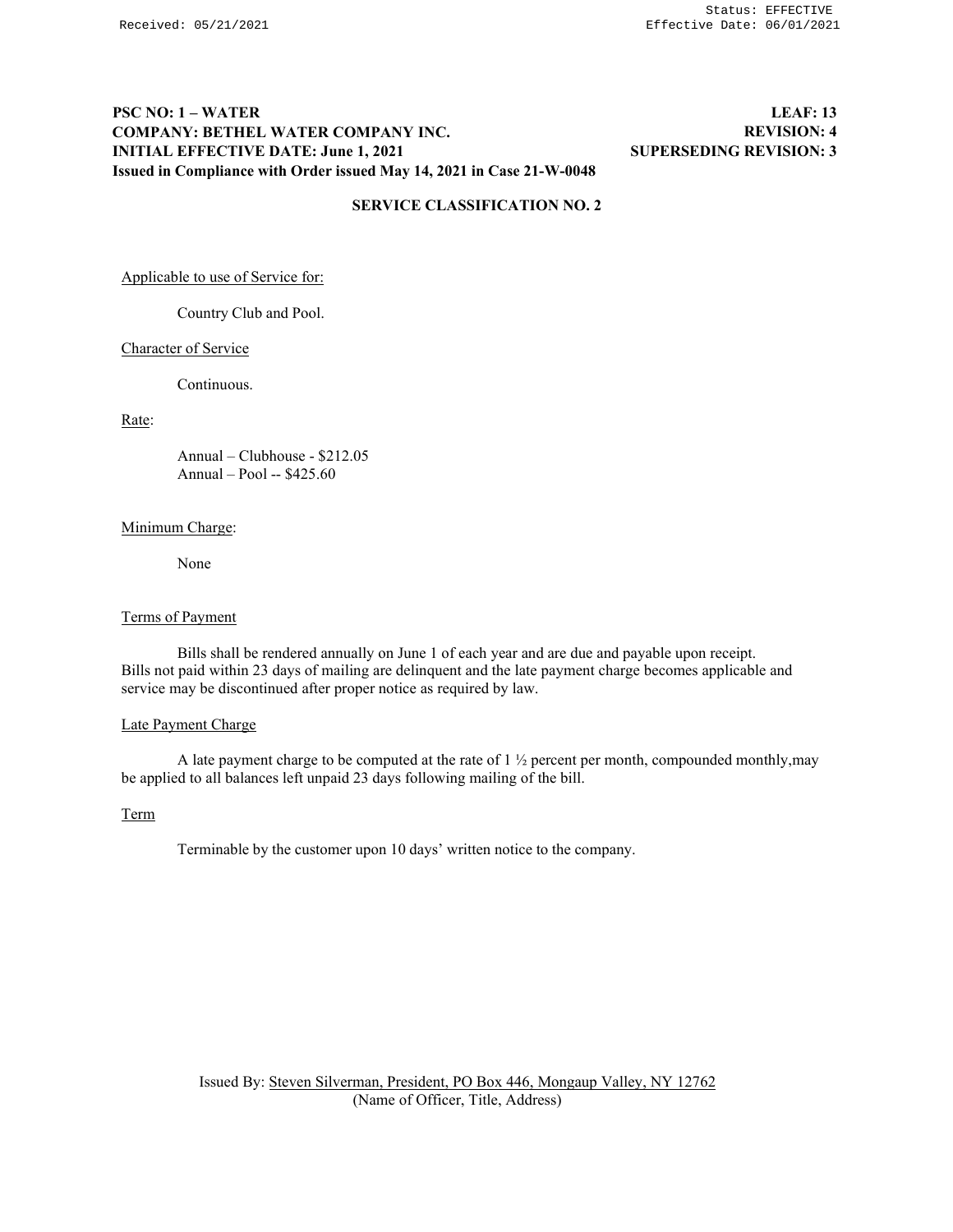**PSC NO: 1 – WATER** **LEAF: 13**
**COMPANY: BETHEL WATER COMPANY INC.** **REVISION: 4**
**INITIAL EFFECTIVE DATE: June 1, 2021** **SUPERSEDING REVISION: 3**
**Issued in Compliance with Order issued May 14, 2021 in Case 21-W-0048**

## SERVICE CLASSIFICATION NO. 2

Applicable to use of Service for:

Country Club and Pool.

Character of Service

Continuous.

Rate:

Annual – Clubhouse - $212.05
Annual – Pool -- $425.60

Minimum Charge:

None

Terms of Payment

Bills shall be rendered annually on June 1 of each year and are due and payable upon receipt. Bills not paid within 23 days of mailing are delinquent and the late payment charge becomes applicable and service may be discontinued after proper notice as required by law.

Late Payment Charge

A late payment charge to be computed at the rate of 1 ½ percent per month, compounded monthly,may be applied to all balances left unpaid 23 days following mailing of the bill.

Term

Terminable by the customer upon 10 days' written notice to the company.

Issued By: Steven Silverman, President, PO Box 446, Mongaup Valley, NY 12762
(Name of Officer, Title, Address)